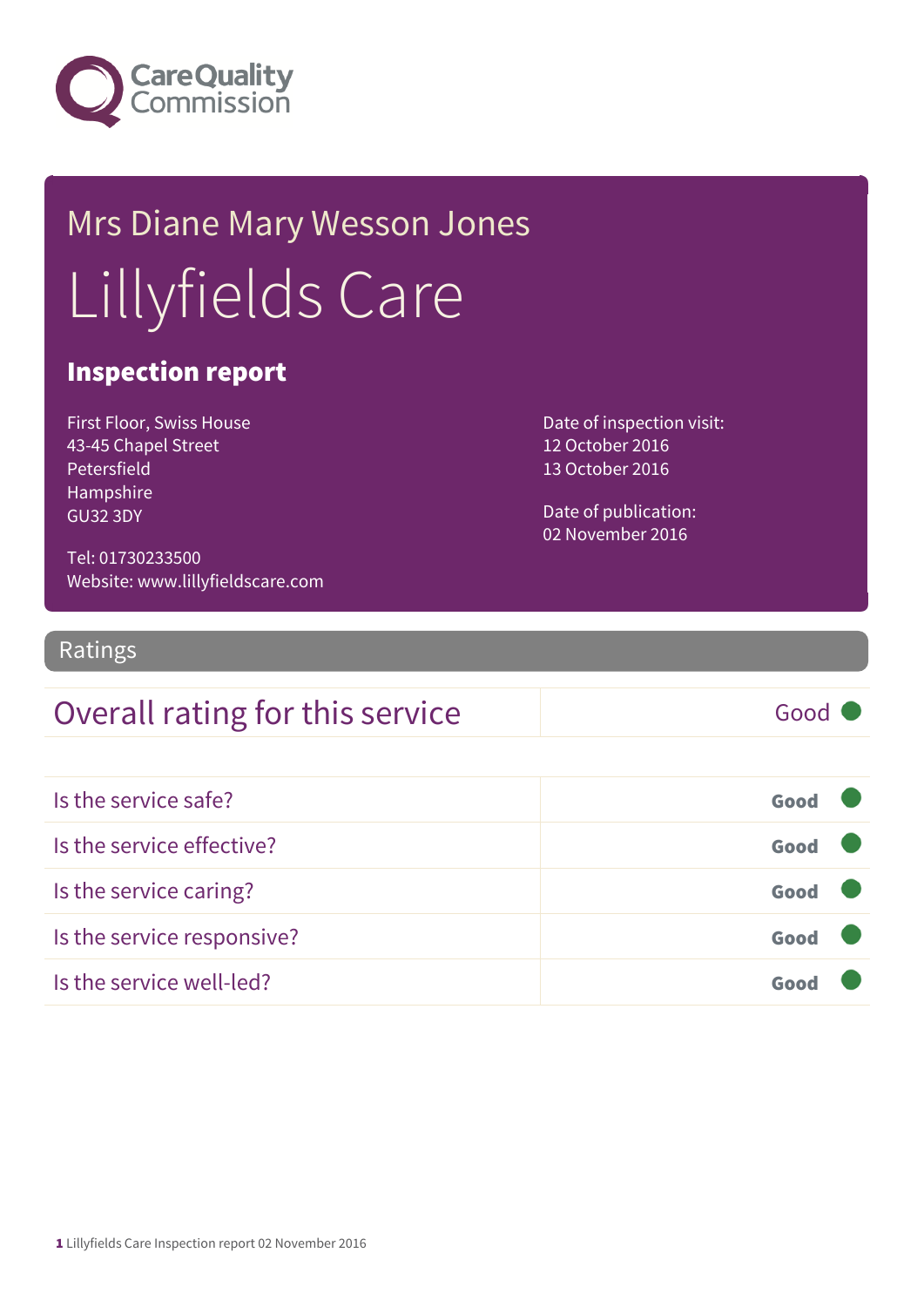Care Quality Commission

# Mrs Diane Mary Wesson Jones

# Lillyfields Care

## Inspection report

First Floor, Swiss House
43-45 Chapel Street
Petersfield
Hampshire
GU32 3DY

Tel: 01730233500
Website: www.lillyfieldscare.com

Date of inspection visit:
12 October 2016
13 October 2016

Date of publication:
02 November 2016

## Ratings

| Overall rating for this service | Good |
|---|---|

| | |
|---|---|
| Is the service safe? | **Good** |
| Is the service effective? | **Good** |
| Is the service caring? | **Good** |
| Is the service responsive? | **Good** |
| Is the service well-led? | **Good** |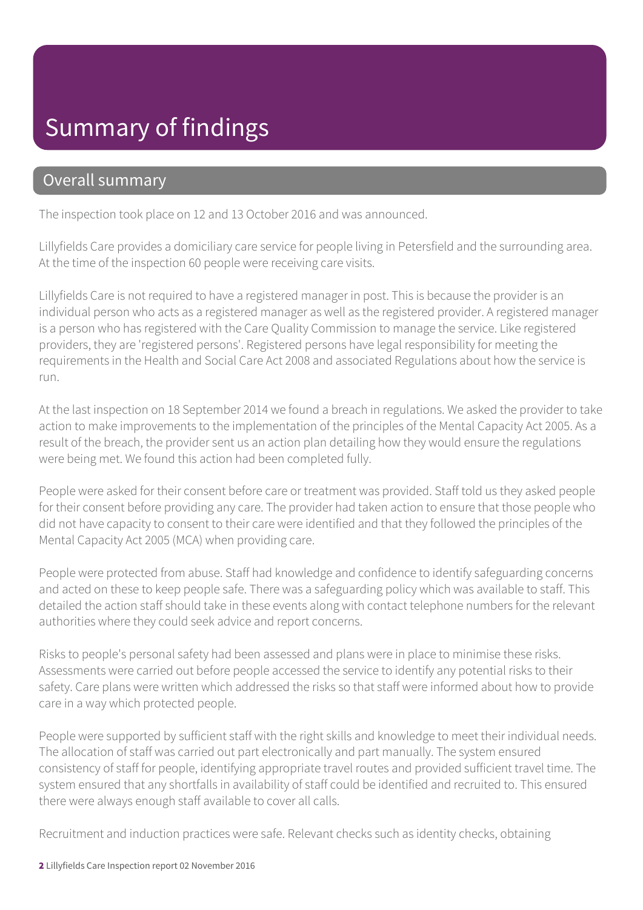# Summary of findings

## Overall summary

The inspection took place on 12 and 13 October 2016 and was announced.

Lillyfields Care provides a domiciliary care service for people living in Petersfield and the surrounding area. At the time of the inspection 60 people were receiving care visits.

Lillyfields Care is not required to have a registered manager in post. This is because the provider is an individual person who acts as a registered manager as well as the registered provider. A registered manager is a person who has registered with the Care Quality Commission to manage the service. Like registered providers, they are 'registered persons'. Registered persons have legal responsibility for meeting the requirements in the Health and Social Care Act 2008 and associated Regulations about how the service is run.

At the last inspection on 18 September 2014 we found a breach in regulations. We asked the provider to take action to make improvements to the implementation of the principles of the Mental Capacity Act 2005. As a result of the breach, the provider sent us an action plan detailing how they would ensure the regulations were being met. We found this action had been completed fully.

People were asked for their consent before care or treatment was provided. Staff told us they asked people for their consent before providing any care. The provider had taken action to ensure that those people who did not have capacity to consent to their care were identified and that they followed the principles of the Mental Capacity Act 2005 (MCA) when providing care.

People were protected from abuse. Staff had knowledge and confidence to identify safeguarding concerns and acted on these to keep people safe. There was a safeguarding policy which was available to staff. This detailed the action staff should take in these events along with contact telephone numbers for the relevant authorities where they could seek advice and report concerns.

Risks to people's personal safety had been assessed and plans were in place to minimise these risks. Assessments were carried out before people accessed the service to identify any potential risks to their safety. Care plans were written which addressed the risks so that staff were informed about how to provide care in a way which protected people.

People were supported by sufficient staff with the right skills and knowledge to meet their individual needs. The allocation of staff was carried out part electronically and part manually. The system ensured consistency of staff for people, identifying appropriate travel routes and provided sufficient travel time. The system ensured that any shortfalls in availability of staff could be identified and recruited to. This ensured there were always enough staff available to cover all calls.

Recruitment and induction practices were safe. Relevant checks such as identity checks, obtaining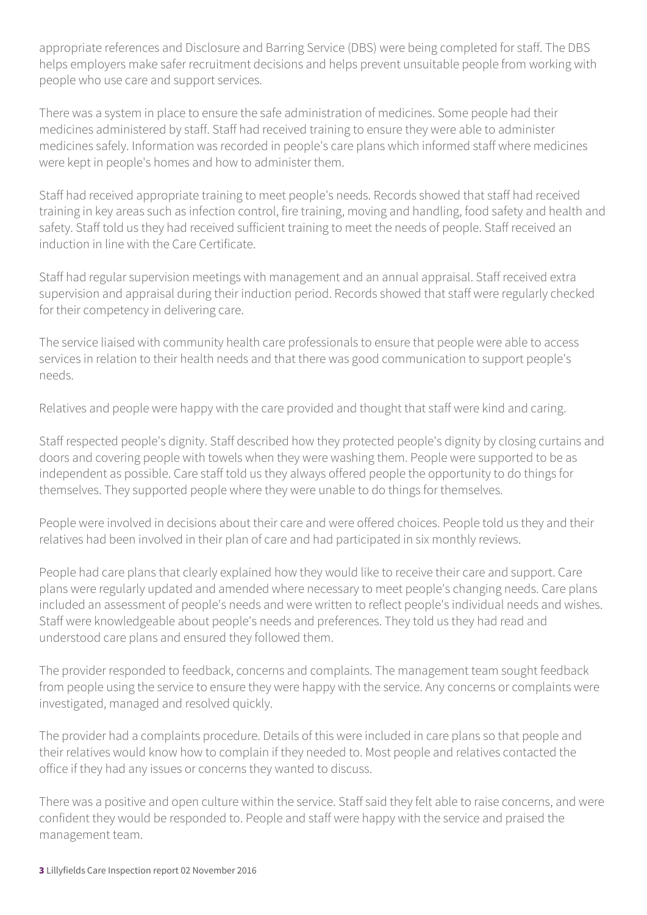appropriate references and Disclosure and Barring Service (DBS) were being completed for staff. The DBS helps employers make safer recruitment decisions and helps prevent unsuitable people from working with people who use care and support services.

There was a system in place to ensure the safe administration of medicines. Some people had their medicines administered by staff. Staff had received training to ensure they were able to administer medicines safely. Information was recorded in people's care plans which informed staff where medicines were kept in people's homes and how to administer them.

Staff had received appropriate training to meet people's needs. Records showed that staff had received training in key areas such as infection control, fire training, moving and handling, food safety and health and safety. Staff told us they had received sufficient training to meet the needs of people. Staff received an induction in line with the Care Certificate.

Staff had regular supervision meetings with management and an annual appraisal. Staff received extra supervision and appraisal during their induction period. Records showed that staff were regularly checked for their competency in delivering care.

The service liaised with community health care professionals to ensure that people were able to access services in relation to their health needs and that there was good communication to support people's needs.

Relatives and people were happy with the care provided and thought that staff were kind and caring.

Staff respected people's dignity. Staff described how they protected people's dignity by closing curtains and doors and covering people with towels when they were washing them. People were supported to be as independent as possible. Care staff told us they always offered people the opportunity to do things for themselves. They supported people where they were unable to do things for themselves.

People were involved in decisions about their care and were offered choices. People told us they and their relatives had been involved in their plan of care and had participated in six monthly reviews.

People had care plans that clearly explained how they would like to receive their care and support. Care plans were regularly updated and amended where necessary to meet people's changing needs. Care plans included an assessment of people's needs and were written to reflect people's individual needs and wishes. Staff were knowledgeable about people's needs and preferences. They told us they had read and understood care plans and ensured they followed them.

The provider responded to feedback, concerns and complaints. The management team sought feedback from people using the service to ensure they were happy with the service. Any concerns or complaints were investigated, managed and resolved quickly.

The provider had a complaints procedure. Details of this were included in care plans so that people and their relatives would know how to complain if they needed to. Most people and relatives contacted the office if they had any issues or concerns they wanted to discuss.

There was a positive and open culture within the service. Staff said they felt able to raise concerns, and were confident they would be responded to. People and staff were happy with the service and praised the management team.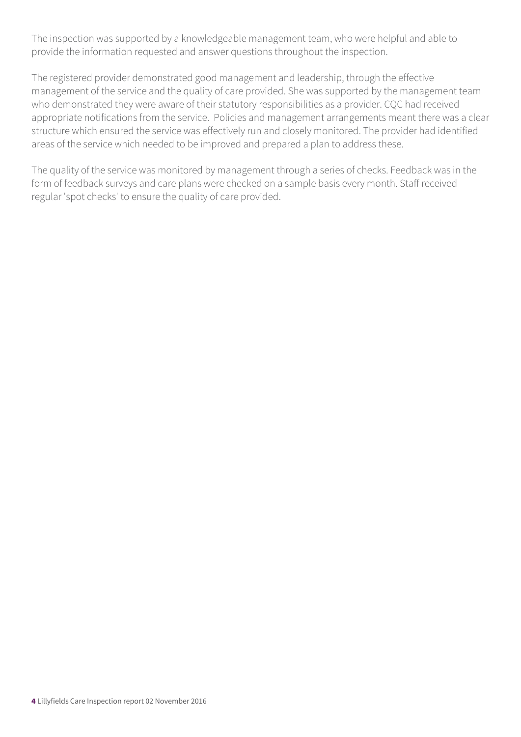The inspection was supported by a knowledgeable management team, who were helpful and able to provide the information requested and answer questions throughout the inspection.

The registered provider demonstrated good management and leadership, through the effective management of the service and the quality of care provided. She was supported by the management team who demonstrated they were aware of their statutory responsibilities as a provider. CQC had received appropriate notifications from the service. Policies and management arrangements meant there was a clear structure which ensured the service was effectively run and closely monitored. The provider had identified areas of the service which needed to be improved and prepared a plan to address these.

The quality of the service was monitored by management through a series of checks. Feedback was in the form of feedback surveys and care plans were checked on a sample basis every month. Staff received regular 'spot checks' to ensure the quality of care provided.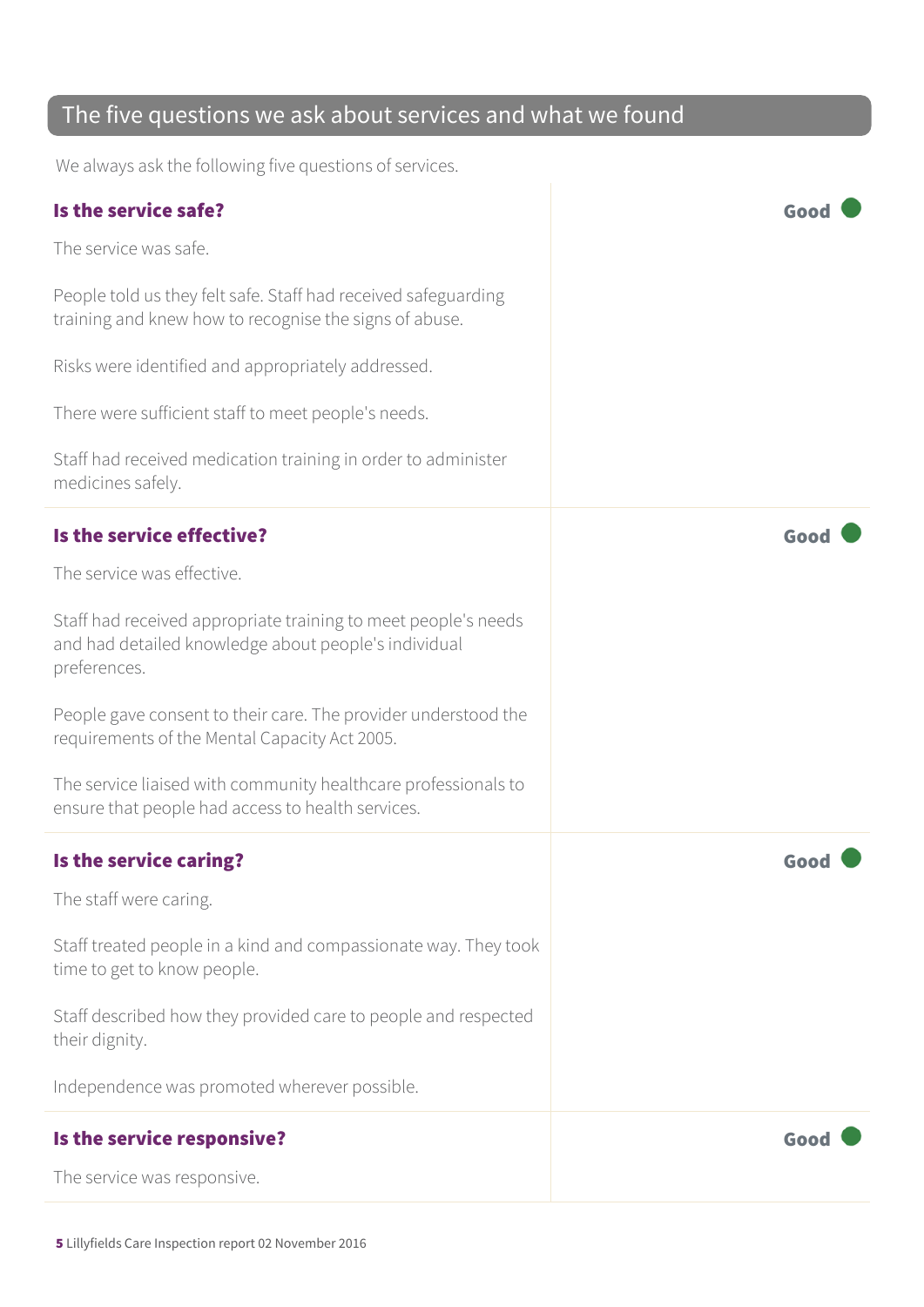## The five questions we ask about services and what we found

We always ask the following five questions of services.

### Is the service safe?

**Good**

The service was safe.

People told us they felt safe. Staff had received safeguarding training and knew how to recognise the signs of abuse.

Risks were identified and appropriately addressed.

There were sufficient staff to meet people's needs.

Staff had received medication training in order to administer medicines safely.

### Is the service effective?

**Good**

The service was effective.

Staff had received appropriate training to meet people's needs and had detailed knowledge about people's individual preferences.

People gave consent to their care. The provider understood the requirements of the Mental Capacity Act 2005.

The service liaised with community healthcare professionals to ensure that people had access to health services.

### Is the service caring?

**Good**

The staff were caring.

Staff treated people in a kind and compassionate way. They took time to get to know people.

Staff described how they provided care to people and respected their dignity.

Independence was promoted wherever possible.

### Is the service responsive?

**Good**

The service was responsive.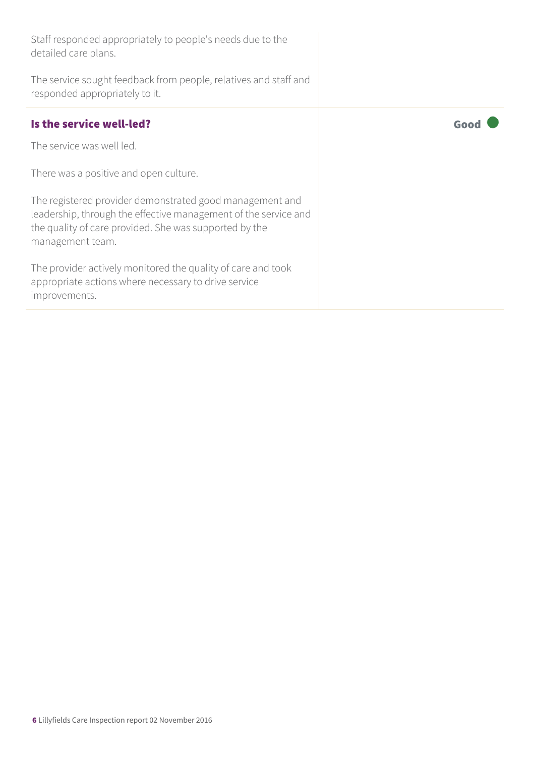Staff responded appropriately to people's needs due to the detailed care plans.

The service sought feedback from people, relatives and staff and responded appropriately to it.

### Is the service well-led?

**Good**

The service was well led.

There was a positive and open culture.

The registered provider demonstrated good management and leadership, through the effective management of the service and the quality of care provided. She was supported by the management team.

The provider actively monitored the quality of care and took appropriate actions where necessary to drive service improvements.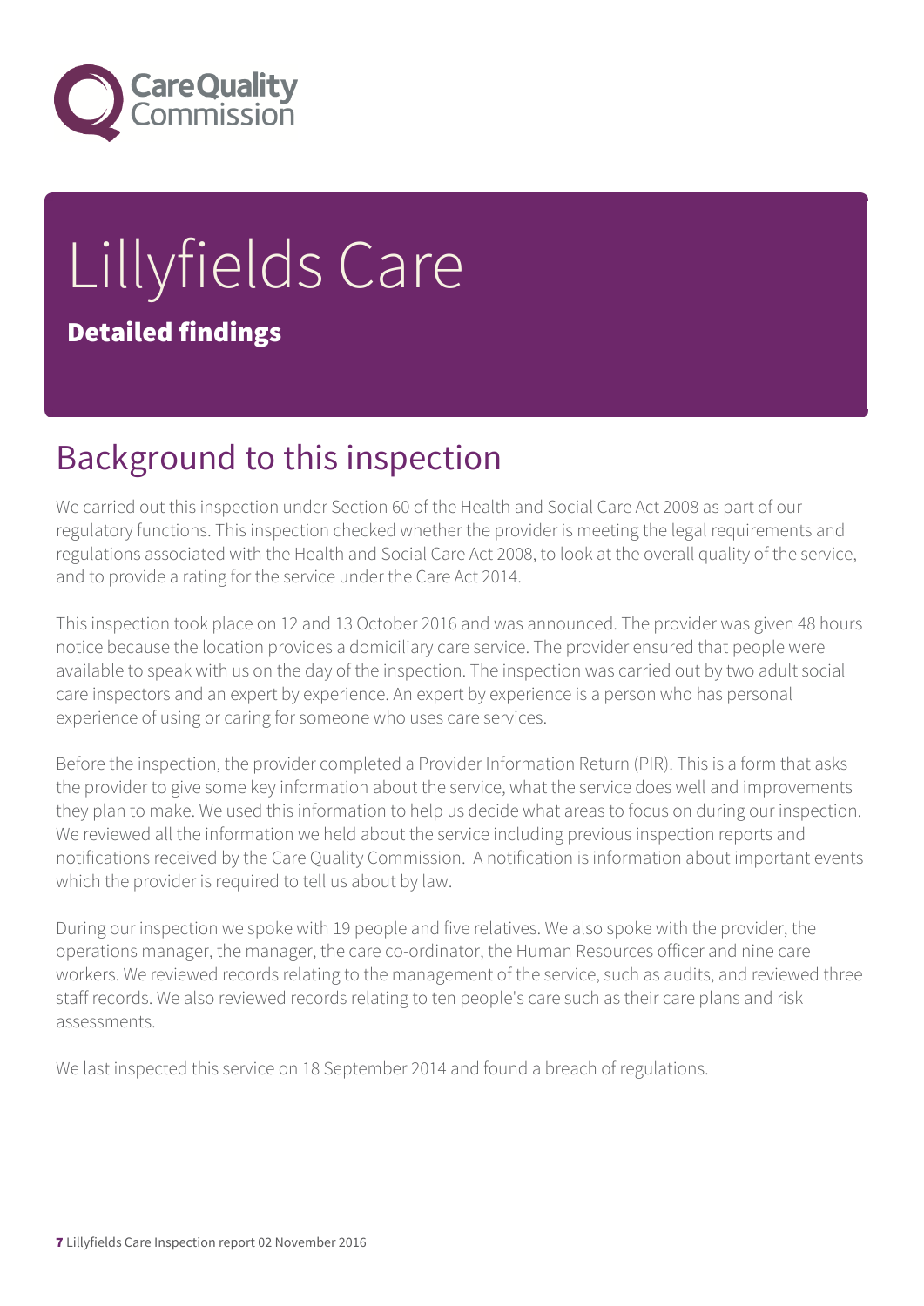# Lillyfields Care

## Detailed findings

## Background to this inspection

We carried out this inspection under Section 60 of the Health and Social Care Act 2008 as part of our regulatory functions. This inspection checked whether the provider is meeting the legal requirements and regulations associated with the Health and Social Care Act 2008, to look at the overall quality of the service, and to provide a rating for the service under the Care Act 2014.

This inspection took place on 12 and 13 October 2016 and was announced. The provider was given 48 hours notice because the location provides a domiciliary care service. The provider ensured that people were available to speak with us on the day of the inspection. The inspection was carried out by two adult social care inspectors and an expert by experience. An expert by experience is a person who has personal experience of using or caring for someone who uses care services.

Before the inspection, the provider completed a Provider Information Return (PIR). This is a form that asks the provider to give some key information about the service, what the service does well and improvements they plan to make. We used this information to help us decide what areas to focus on during our inspection. We reviewed all the information we held about the service including previous inspection reports and notifications received by the Care Quality Commission. A notification is information about important events which the provider is required to tell us about by law.

During our inspection we spoke with 19 people and five relatives. We also spoke with the provider, the operations manager, the manager, the care co-ordinator, the Human Resources officer and nine care workers. We reviewed records relating to the management of the service, such as audits, and reviewed three staff records. We also reviewed records relating to ten people's care such as their care plans and risk assessments.

We last inspected this service on 18 September 2014 and found a breach of regulations.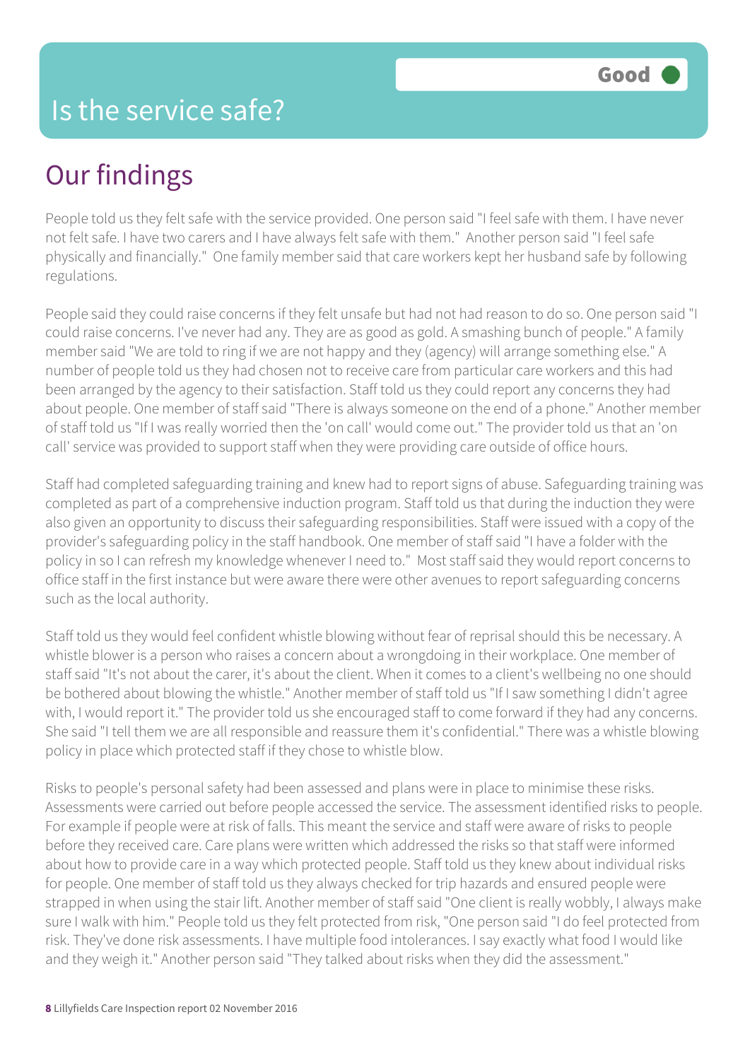# Is the service safe?

Good

## Our findings

People told us they felt safe with the service provided. One person said "I feel safe with them. I have never not felt safe. I have two carers and I have always felt safe with them." Another person said "I feel safe physically and financially." One family member said that care workers kept her husband safe by following regulations.

People said they could raise concerns if they felt unsafe but had not had reason to do so. One person said "I could raise concerns. I've never had any. They are as good as gold. A smashing bunch of people." A family member said "We are told to ring if we are not happy and they (agency) will arrange something else." A number of people told us they had chosen not to receive care from particular care workers and this had been arranged by the agency to their satisfaction. Staff told us they could report any concerns they had about people. One member of staff said "There is always someone on the end of a phone." Another member of staff told us "If I was really worried then the 'on call' would come out." The provider told us that an 'on call' service was provided to support staff when they were providing care outside of office hours.

Staff had completed safeguarding training and knew had to report signs of abuse. Safeguarding training was completed as part of a comprehensive induction program. Staff told us that during the induction they were also given an opportunity to discuss their safeguarding responsibilities. Staff were issued with a copy of the provider's safeguarding policy in the staff handbook. One member of staff said "I have a folder with the policy in so I can refresh my knowledge whenever I need to." Most staff said they would report concerns to office staff in the first instance but were aware there were other avenues to report safeguarding concerns such as the local authority.

Staff told us they would feel confident whistle blowing without fear of reprisal should this be necessary. A whistle blower is a person who raises a concern about a wrongdoing in their workplace. One member of staff said "It's not about the carer, it's about the client. When it comes to a client's wellbeing no one should be bothered about blowing the whistle." Another member of staff told us "If I saw something I didn't agree with, I would report it." The provider told us she encouraged staff to come forward if they had any concerns. She said "I tell them we are all responsible and reassure them it's confidential." There was a whistle blowing policy in place which protected staff if they chose to whistle blow.

Risks to people's personal safety had been assessed and plans were in place to minimise these risks. Assessments were carried out before people accessed the service. The assessment identified risks to people. For example if people were at risk of falls. This meant the service and staff were aware of risks to people before they received care. Care plans were written which addressed the risks so that staff were informed about how to provide care in a way which protected people. Staff told us they knew about individual risks for people. One member of staff told us they always checked for trip hazards and ensured people were strapped in when using the stair lift. Another member of staff said "One client is really wobbly, I always make sure I walk with him." People told us they felt protected from risk, "One person said "I do feel protected from risk. They've done risk assessments. I have multiple food intolerances. I say exactly what food I would like and they weigh it." Another person said "They talked about risks when they did the assessment."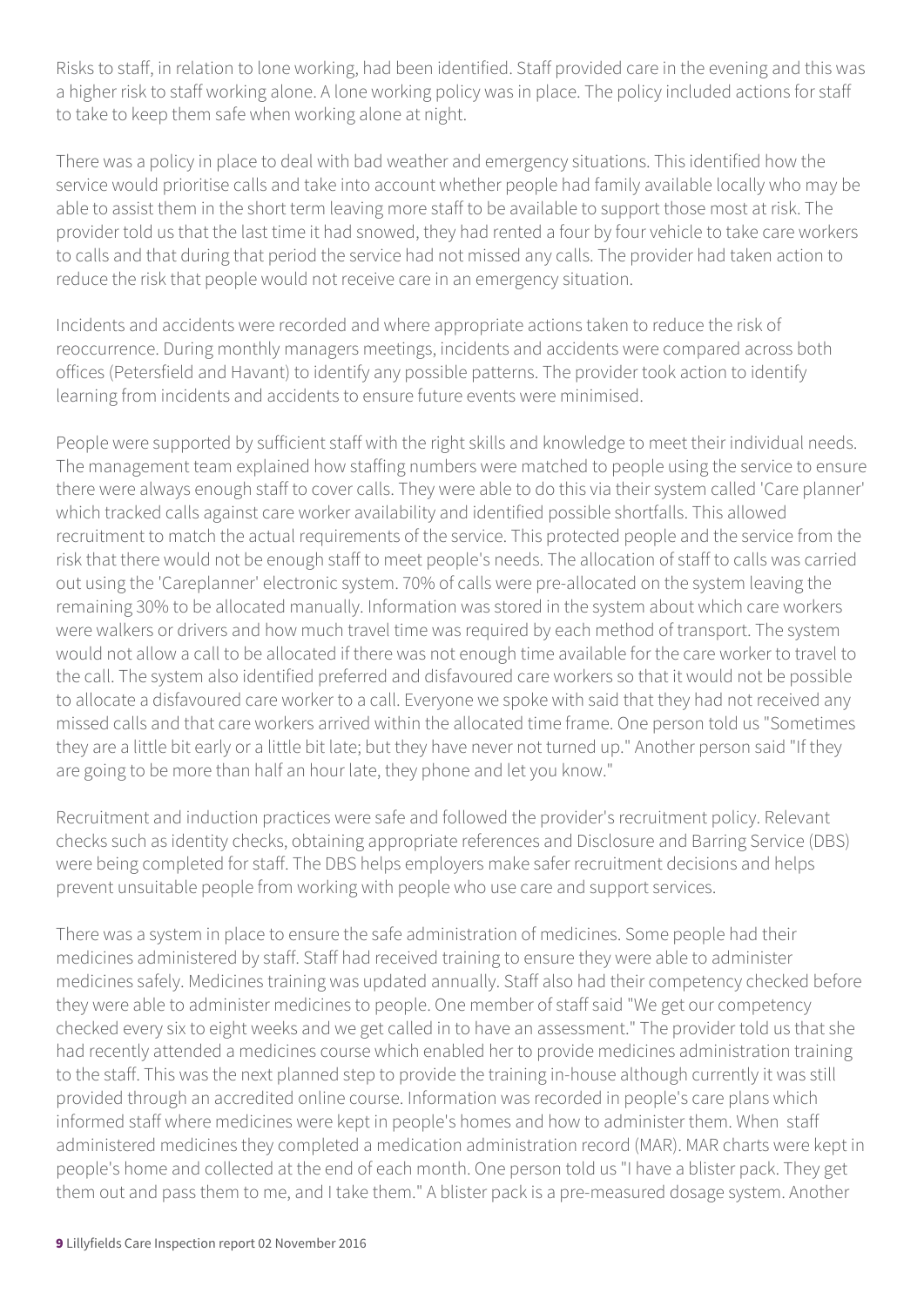Risks to staff, in relation to lone working, had been identified. Staff provided care in the evening and this was a higher risk to staff working alone. A lone working policy was in place. The policy included actions for staff to take to keep them safe when working alone at night.

There was a policy in place to deal with bad weather and emergency situations. This identified how the service would prioritise calls and take into account whether people had family available locally who may be able to assist them in the short term leaving more staff to be available to support those most at risk. The provider told us that the last time it had snowed, they had rented a four by four vehicle to take care workers to calls and that during that period the service had not missed any calls. The provider had taken action to reduce the risk that people would not receive care in an emergency situation.

Incidents and accidents were recorded and where appropriate actions taken to reduce the risk of reoccurrence. During monthly managers meetings, incidents and accidents were compared across both offices (Petersfield and Havant) to identify any possible patterns. The provider took action to identify learning from incidents and accidents to ensure future events were minimised.

People were supported by sufficient staff with the right skills and knowledge to meet their individual needs. The management team explained how staffing numbers were matched to people using the service to ensure there were always enough staff to cover calls. They were able to do this via their system called 'Care planner' which tracked calls against care worker availability and identified possible shortfalls. This allowed recruitment to match the actual requirements of the service. This protected people and the service from the risk that there would not be enough staff to meet people's needs. The allocation of staff to calls was carried out using the 'Careplanner' electronic system. 70% of calls were pre-allocated on the system leaving the remaining 30% to be allocated manually. Information was stored in the system about which care workers were walkers or drivers and how much travel time was required by each method of transport. The system would not allow a call to be allocated if there was not enough time available for the care worker to travel to the call. The system also identified preferred and disfavoured care workers so that it would not be possible to allocate a disfavoured care worker to a call. Everyone we spoke with said that they had not received any missed calls and that care workers arrived within the allocated time frame. One person told us "Sometimes they are a little bit early or a little bit late; but they have never not turned up." Another person said "If they are going to be more than half an hour late, they phone and let you know."

Recruitment and induction practices were safe and followed the provider's recruitment policy. Relevant checks such as identity checks, obtaining appropriate references and Disclosure and Barring Service (DBS) were being completed for staff. The DBS helps employers make safer recruitment decisions and helps prevent unsuitable people from working with people who use care and support services.

There was a system in place to ensure the safe administration of medicines. Some people had their medicines administered by staff. Staff had received training to ensure they were able to administer medicines safely. Medicines training was updated annually. Staff also had their competency checked before they were able to administer medicines to people. One member of staff said "We get our competency checked every six to eight weeks and we get called in to have an assessment." The provider told us that she had recently attended a medicines course which enabled her to provide medicines administration training to the staff. This was the next planned step to provide the training in-house although currently it was still provided through an accredited online course. Information was recorded in people's care plans which informed staff where medicines were kept in people's homes and how to administer them. When staff administered medicines they completed a medication administration record (MAR). MAR charts were kept in people's home and collected at the end of each month. One person told us "I have a blister pack. They get them out and pass them to me, and I take them." A blister pack is a pre-measured dosage system. Another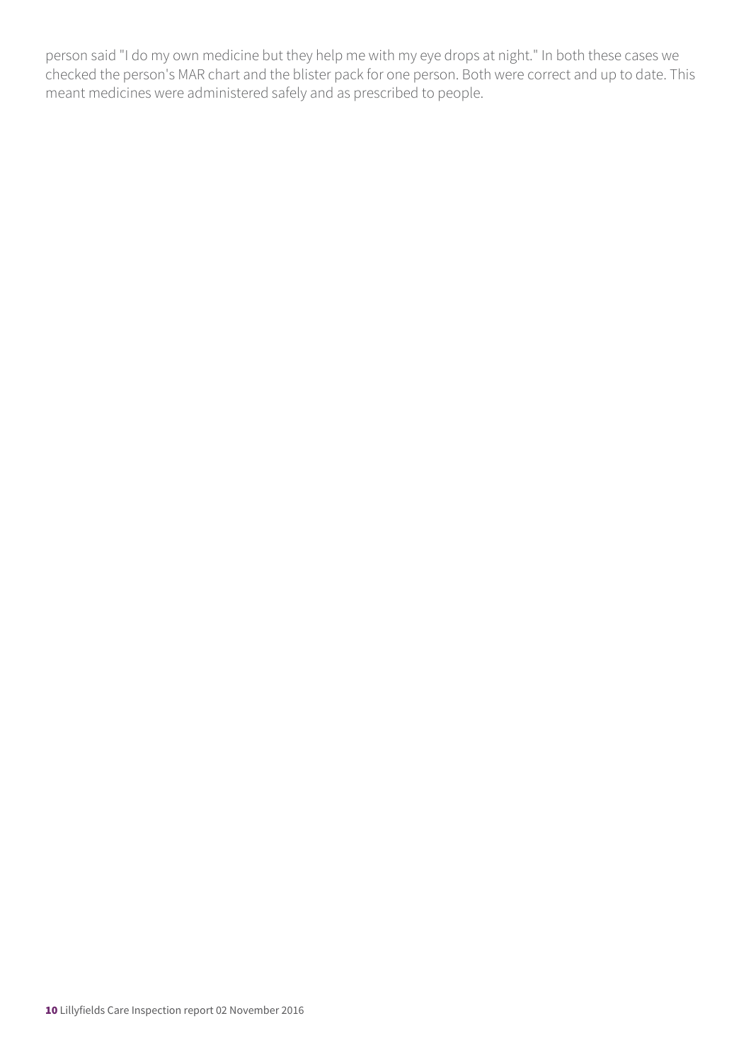person said "I do my own medicine but they help me with my eye drops at night." In both these cases we checked the person's MAR chart and the blister pack for one person. Both were correct and up to date. This meant medicines were administered safely and as prescribed to people.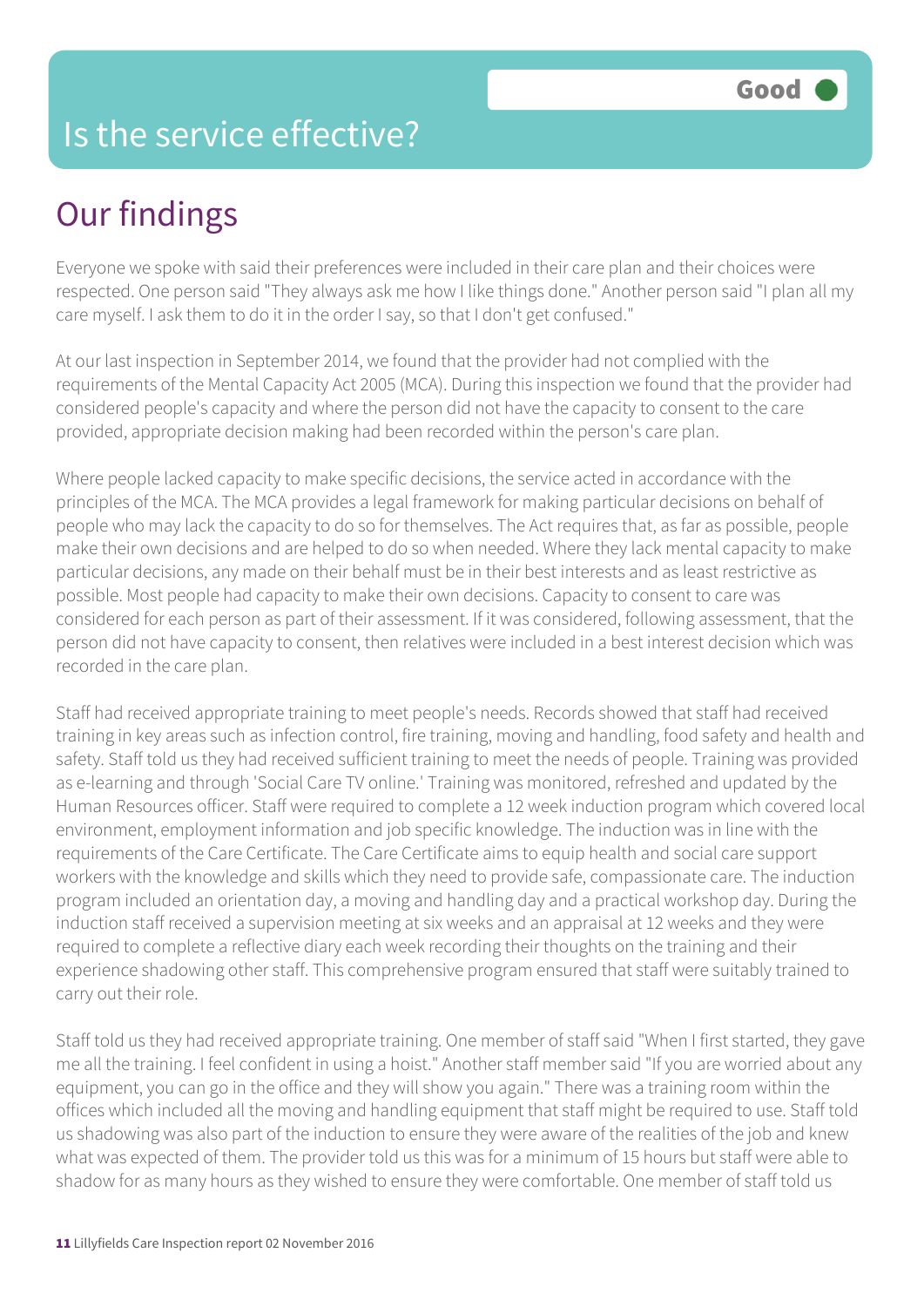# Is the service effective?

Good

## Our findings

Everyone we spoke with said their preferences were included in their care plan and their choices were respected. One person said "They always ask me how I like things done." Another person said "I plan all my care myself. I ask them to do it in the order I say, so that I don't get confused."

At our last inspection in September 2014, we found that the provider had not complied with the requirements of the Mental Capacity Act 2005 (MCA). During this inspection we found that the provider had considered people's capacity and where the person did not have the capacity to consent to the care provided, appropriate decision making had been recorded within the person's care plan.

Where people lacked capacity to make specific decisions, the service acted in accordance with the principles of the MCA. The MCA provides a legal framework for making particular decisions on behalf of people who may lack the capacity to do so for themselves. The Act requires that, as far as possible, people make their own decisions and are helped to do so when needed. Where they lack mental capacity to make particular decisions, any made on their behalf must be in their best interests and as least restrictive as possible. Most people had capacity to make their own decisions. Capacity to consent to care was considered for each person as part of their assessment. If it was considered, following assessment, that the person did not have capacity to consent, then relatives were included in a best interest decision which was recorded in the care plan.

Staff had received appropriate training to meet people's needs. Records showed that staff had received training in key areas such as infection control, fire training, moving and handling, food safety and health and safety. Staff told us they had received sufficient training to meet the needs of people. Training was provided as e-learning and through 'Social Care TV online.' Training was monitored, refreshed and updated by the Human Resources officer. Staff were required to complete a 12 week induction program which covered local environment, employment information and job specific knowledge. The induction was in line with the requirements of the Care Certificate. The Care Certificate aims to equip health and social care support workers with the knowledge and skills which they need to provide safe, compassionate care. The induction program included an orientation day, a moving and handling day and a practical workshop day. During the induction staff received a supervision meeting at six weeks and an appraisal at 12 weeks and they were required to complete a reflective diary each week recording their thoughts on the training and their experience shadowing other staff. This comprehensive program ensured that staff were suitably trained to carry out their role.

Staff told us they had received appropriate training. One member of staff said "When I first started, they gave me all the training. I feel confident in using a hoist." Another staff member said "If you are worried about any equipment, you can go in the office and they will show you again." There was a training room within the offices which included all the moving and handling equipment that staff might be required to use. Staff told us shadowing was also part of the induction to ensure they were aware of the realities of the job and knew what was expected of them. The provider told us this was for a minimum of 15 hours but staff were able to shadow for as many hours as they wished to ensure they were comfortable. One member of staff told us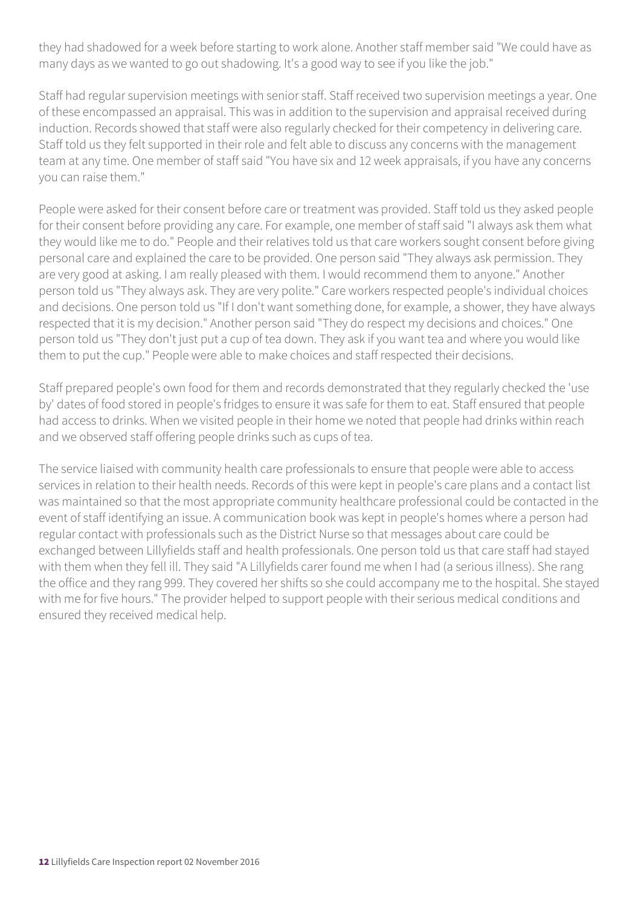they had shadowed for a week before starting to work alone. Another staff member said "We could have as many days as we wanted to go out shadowing. It's a good way to see if you like the job."

Staff had regular supervision meetings with senior staff. Staff received two supervision meetings a year. One of these encompassed an appraisal. This was in addition to the supervision and appraisal received during induction. Records showed that staff were also regularly checked for their competency in delivering care. Staff told us they felt supported in their role and felt able to discuss any concerns with the management team at any time. One member of staff said "You have six and 12 week appraisals, if you have any concerns you can raise them."

People were asked for their consent before care or treatment was provided. Staff told us they asked people for their consent before providing any care. For example, one member of staff said "I always ask them what they would like me to do." People and their relatives told us that care workers sought consent before giving personal care and explained the care to be provided. One person said "They always ask permission. They are very good at asking. I am really pleased with them. I would recommend them to anyone." Another person told us "They always ask. They are very polite." Care workers respected people's individual choices and decisions. One person told us "If I don't want something done, for example, a shower, they have always respected that it is my decision." Another person said "They do respect my decisions and choices." One person told us "They don't just put a cup of tea down. They ask if you want tea and where you would like them to put the cup." People were able to make choices and staff respected their decisions.

Staff prepared people's own food for them and records demonstrated that they regularly checked the 'use by' dates of food stored in people's fridges to ensure it was safe for them to eat. Staff ensured that people had access to drinks. When we visited people in their home we noted that people had drinks within reach and we observed staff offering people drinks such as cups of tea.

The service liaised with community health care professionals to ensure that people were able to access services in relation to their health needs. Records of this were kept in people's care plans and a contact list was maintained so that the most appropriate community healthcare professional could be contacted in the event of staff identifying an issue. A communication book was kept in people's homes where a person had regular contact with professionals such as the District Nurse so that messages about care could be exchanged between Lillyfields staff and health professionals. One person told us that care staff had stayed with them when they fell ill. They said "A Lillyfields carer found me when I had (a serious illness). She rang the office and they rang 999. They covered her shifts so she could accompany me to the hospital. She stayed with me for five hours." The provider helped to support people with their serious medical conditions and ensured they received medical help.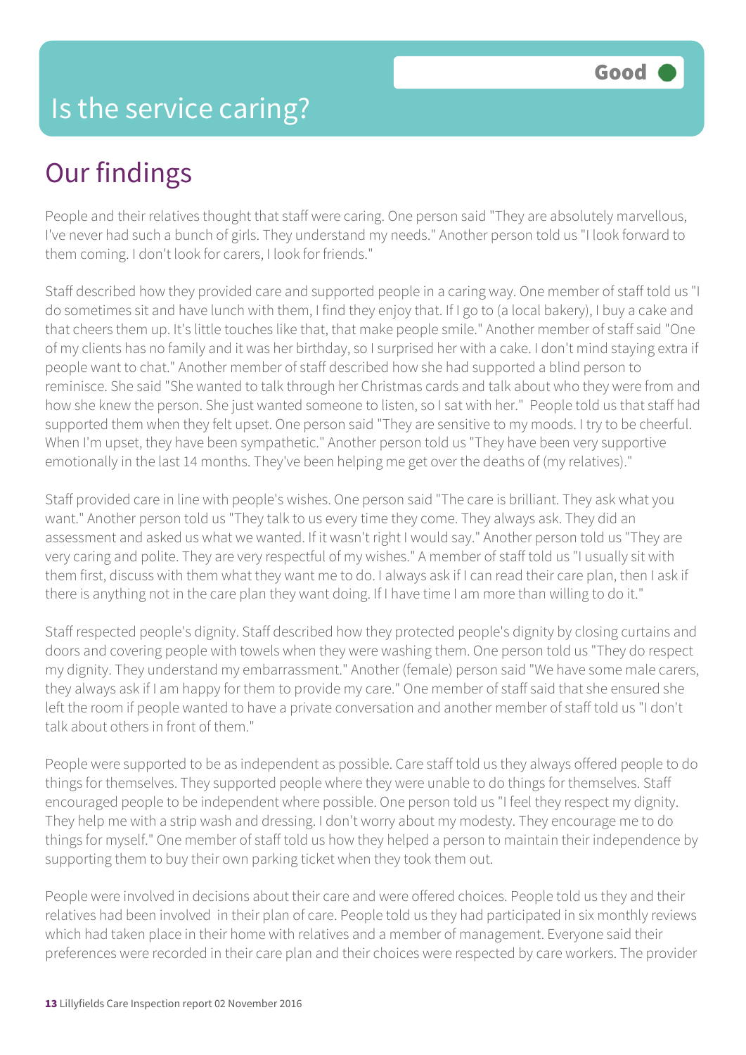# Is the service caring?

Good

## Our findings

People and their relatives thought that staff were caring. One person said "They are absolutely marvellous, I've never had such a bunch of girls. They understand my needs." Another person told us "I look forward to them coming. I don't look for carers, I look for friends."

Staff described how they provided care and supported people in a caring way. One member of staff told us "I do sometimes sit and have lunch with them, I find they enjoy that. If I go to (a local bakery), I buy a cake and that cheers them up. It's little touches like that, that make people smile." Another member of staff said "One of my clients has no family and it was her birthday, so I surprised her with a cake. I don't mind staying extra if people want to chat." Another member of staff described how she had supported a blind person to reminisce. She said "She wanted to talk through her Christmas cards and talk about who they were from and how she knew the person. She just wanted someone to listen, so I sat with her." People told us that staff had supported them when they felt upset. One person said "They are sensitive to my moods. I try to be cheerful. When I'm upset, they have been sympathetic." Another person told us "They have been very supportive emotionally in the last 14 months. They've been helping me get over the deaths of (my relatives)."

Staff provided care in line with people's wishes. One person said "The care is brilliant. They ask what you want." Another person told us "They talk to us every time they come. They always ask. They did an assessment and asked us what we wanted. If it wasn't right I would say." Another person told us "They are very caring and polite. They are very respectful of my wishes." A member of staff told us "I usually sit with them first, discuss with them what they want me to do. I always ask if I can read their care plan, then I ask if there is anything not in the care plan they want doing. If I have time I am more than willing to do it."

Staff respected people's dignity. Staff described how they protected people's dignity by closing curtains and doors and covering people with towels when they were washing them. One person told us "They do respect my dignity. They understand my embarrassment." Another (female) person said "We have some male carers, they always ask if I am happy for them to provide my care." One member of staff said that she ensured she left the room if people wanted to have a private conversation and another member of staff told us "I don't talk about others in front of them."

People were supported to be as independent as possible. Care staff told us they always offered people to do things for themselves. They supported people where they were unable to do things for themselves. Staff encouraged people to be independent where possible. One person told us "I feel they respect my dignity. They help me with a strip wash and dressing. I don't worry about my modesty. They encourage me to do things for myself." One member of staff told us how they helped a person to maintain their independence by supporting them to buy their own parking ticket when they took them out.

People were involved in decisions about their care and were offered choices. People told us they and their relatives had been involved in their plan of care. People told us they had participated in six monthly reviews which had taken place in their home with relatives and a member of management. Everyone said their preferences were recorded in their care plan and their choices were respected by care workers. The provider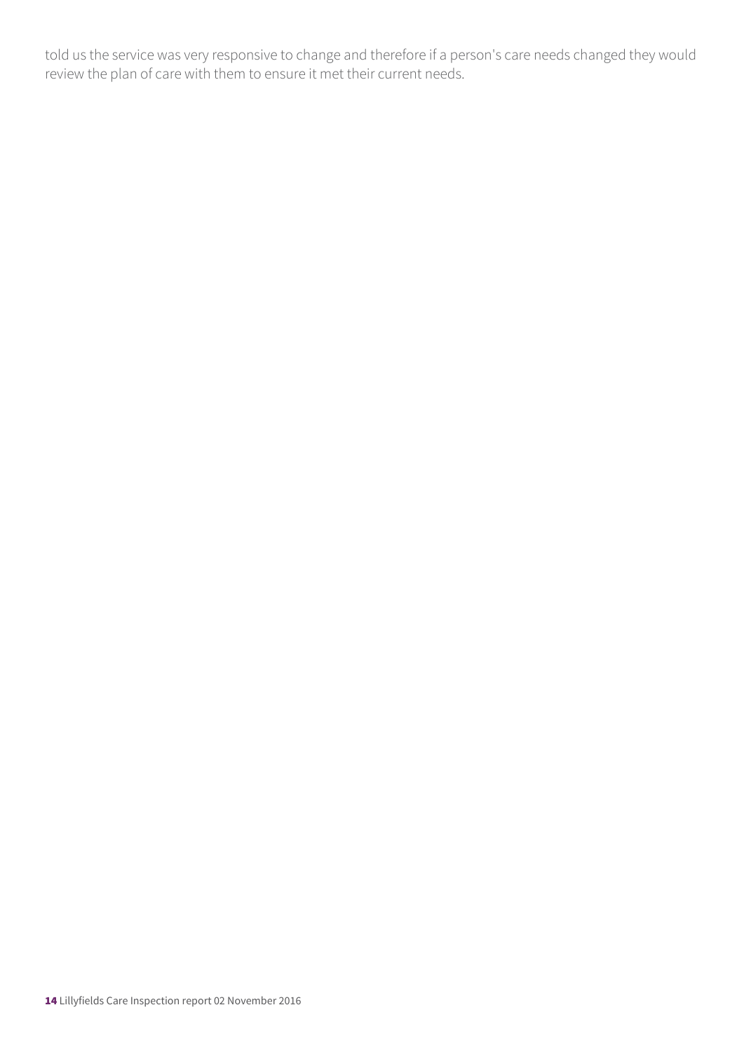told us the service was very responsive to change and therefore if a person's care needs changed they would review the plan of care with them to ensure it met their current needs.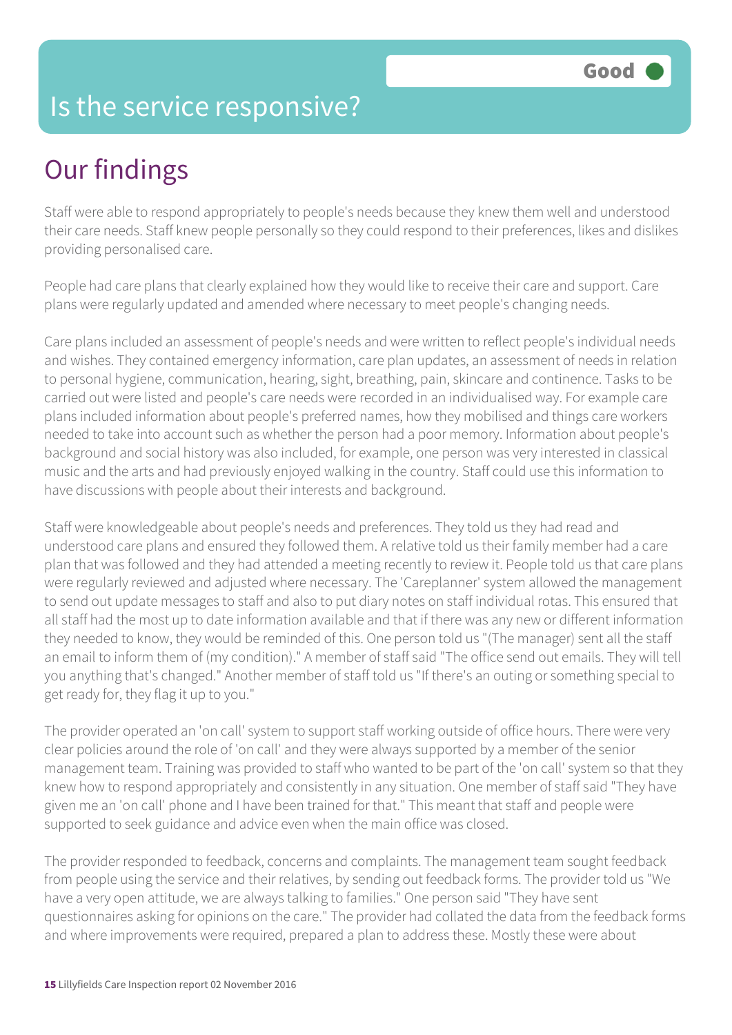Good

# Is the service responsive?

## Our findings

Staff were able to respond appropriately to people's needs because they knew them well and understood their care needs. Staff knew people personally so they could respond to their preferences, likes and dislikes providing personalised care.

People had care plans that clearly explained how they would like to receive their care and support. Care plans were regularly updated and amended where necessary to meet people's changing needs.

Care plans included an assessment of people's needs and were written to reflect people's individual needs and wishes. They contained emergency information, care plan updates, an assessment of needs in relation to personal hygiene, communication, hearing, sight, breathing, pain, skincare and continence. Tasks to be carried out were listed and people's care needs were recorded in an individualised way. For example care plans included information about people's preferred names, how they mobilised and things care workers needed to take into account such as whether the person had a poor memory. Information about people's background and social history was also included, for example, one person was very interested in classical music and the arts and had previously enjoyed walking in the country. Staff could use this information to have discussions with people about their interests and background.

Staff were knowledgeable about people's needs and preferences. They told us they had read and understood care plans and ensured they followed them. A relative told us their family member had a care plan that was followed and they had attended a meeting recently to review it. People told us that care plans were regularly reviewed and adjusted where necessary. The 'Careplanner' system allowed the management to send out update messages to staff and also to put diary notes on staff individual rotas. This ensured that all staff had the most up to date information available and that if there was any new or different information they needed to know, they would be reminded of this. One person told us "(The manager) sent all the staff an email to inform them of (my condition)." A member of staff said "The office send out emails. They will tell you anything that's changed." Another member of staff told us "If there's an outing or something special to get ready for, they flag it up to you."

The provider operated an 'on call' system to support staff working outside of office hours. There were very clear policies around the role of 'on call' and they were always supported by a member of the senior management team. Training was provided to staff who wanted to be part of the 'on call' system so that they knew how to respond appropriately and consistently in any situation. One member of staff said "They have given me an 'on call' phone and I have been trained for that." This meant that staff and people were supported to seek guidance and advice even when the main office was closed.

The provider responded to feedback, concerns and complaints. The management team sought feedback from people using the service and their relatives, by sending out feedback forms. The provider told us "We have a very open attitude, we are always talking to families." One person said "They have sent questionnaires asking for opinions on the care." The provider had collated the data from the feedback forms and where improvements were required, prepared a plan to address these. Mostly these were about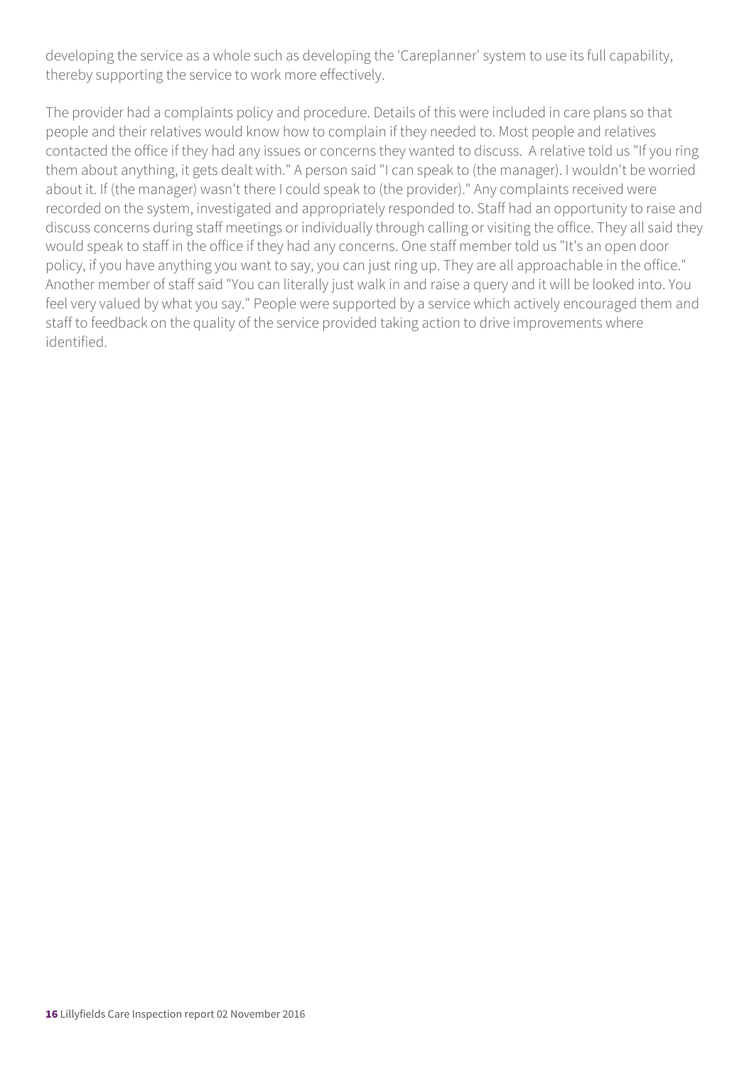developing the service as a whole such as developing the 'Careplanner' system to use its full capability, thereby supporting the service to work more effectively.

The provider had a complaints policy and procedure. Details of this were included in care plans so that people and their relatives would know how to complain if they needed to. Most people and relatives contacted the office if they had any issues or concerns they wanted to discuss. A relative told us "If you ring them about anything, it gets dealt with." A person said "I can speak to (the manager). I wouldn't be worried about it. If (the manager) wasn't there I could speak to (the provider)." Any complaints received were recorded on the system, investigated and appropriately responded to. Staff had an opportunity to raise and discuss concerns during staff meetings or individually through calling or visiting the office. They all said they would speak to staff in the office if they had any concerns. One staff member told us "It's an open door policy, if you have anything you want to say, you can just ring up. They are all approachable in the office." Another member of staff said "You can literally just walk in and raise a query and it will be looked into. You feel very valued by what you say." People were supported by a service which actively encouraged them and staff to feedback on the quality of the service provided taking action to drive improvements where identified.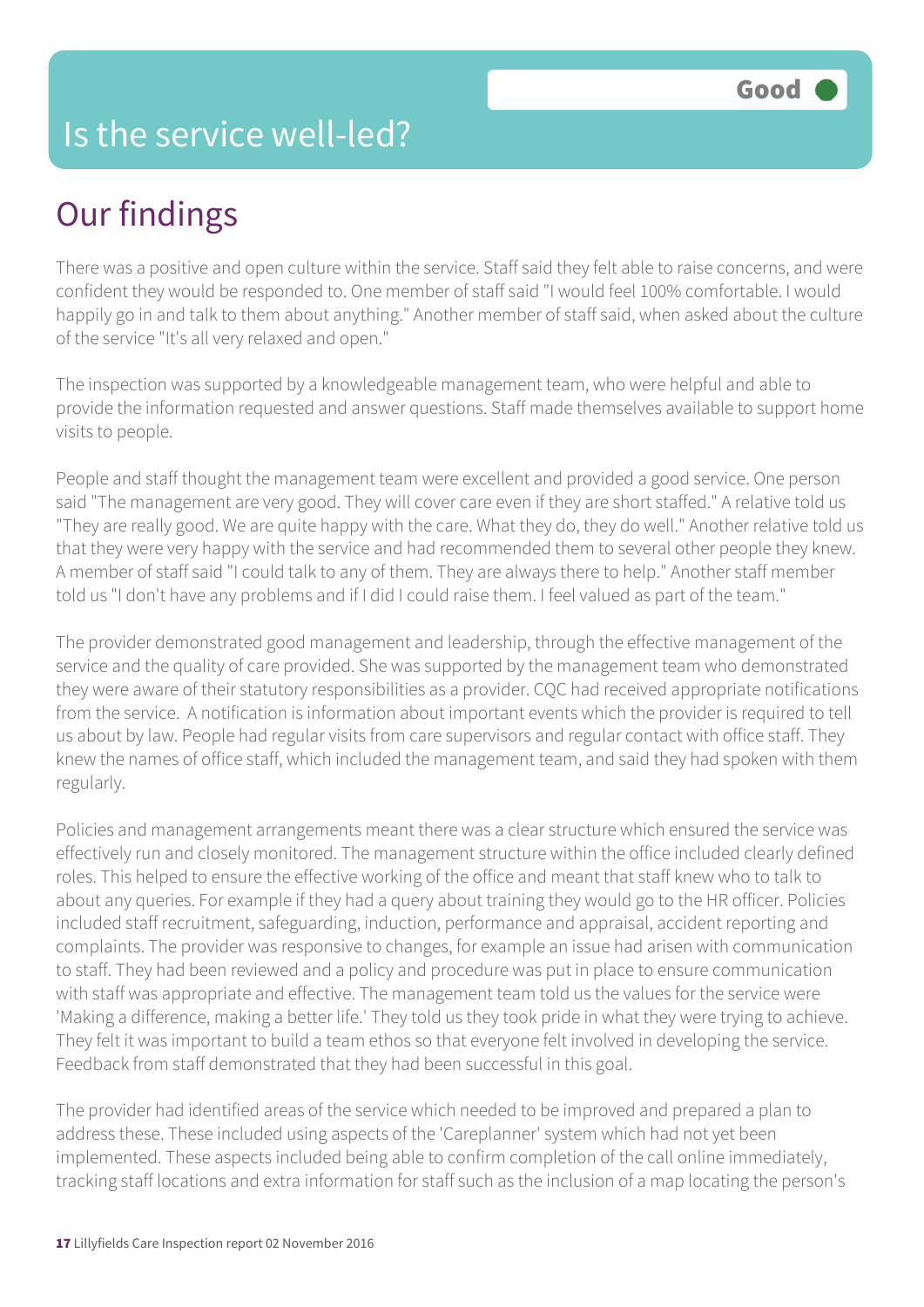# Is the service well-led?

**Good**

## Our findings

There was a positive and open culture within the service. Staff said they felt able to raise concerns, and were confident they would be responded to. One member of staff said "I would feel 100% comfortable. I would happily go in and talk to them about anything." Another member of staff said, when asked about the culture of the service "It's all very relaxed and open."

The inspection was supported by a knowledgeable management team, who were helpful and able to provide the information requested and answer questions. Staff made themselves available to support home visits to people.

People and staff thought the management team were excellent and provided a good service. One person said "The management are very good. They will cover care even if they are short staffed." A relative told us "They are really good. We are quite happy with the care. What they do, they do well." Another relative told us that they were very happy with the service and had recommended them to several other people they knew. A member of staff said "I could talk to any of them. They are always there to help." Another staff member told us "I don't have any problems and if I did I could raise them. I feel valued as part of the team."

The provider demonstrated good management and leadership, through the effective management of the service and the quality of care provided. She was supported by the management team who demonstrated they were aware of their statutory responsibilities as a provider. CQC had received appropriate notifications from the service. A notification is information about important events which the provider is required to tell us about by law. People had regular visits from care supervisors and regular contact with office staff. They knew the names of office staff, which included the management team, and said they had spoken with them regularly.

Policies and management arrangements meant there was a clear structure which ensured the service was effectively run and closely monitored. The management structure within the office included clearly defined roles. This helped to ensure the effective working of the office and meant that staff knew who to talk to about any queries. For example if they had a query about training they would go to the HR officer. Policies included staff recruitment, safeguarding, induction, performance and appraisal, accident reporting and complaints. The provider was responsive to changes, for example an issue had arisen with communication to staff. They had been reviewed and a policy and procedure was put in place to ensure communication with staff was appropriate and effective. The management team told us the values for the service were 'Making a difference, making a better life.' They told us they took pride in what they were trying to achieve. They felt it was important to build a team ethos so that everyone felt involved in developing the service. Feedback from staff demonstrated that they had been successful in this goal.

The provider had identified areas of the service which needed to be improved and prepared a plan to address these. These included using aspects of the 'Careplanner' system which had not yet been implemented. These aspects included being able to confirm completion of the call online immediately, tracking staff locations and extra information for staff such as the inclusion of a map locating the person's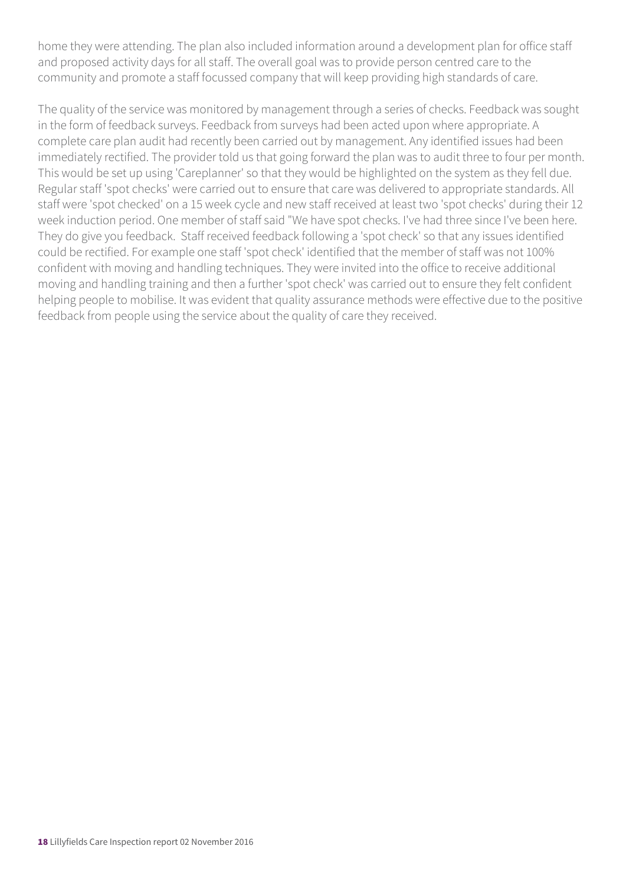home they were attending. The plan also included information around a development plan for office staff and proposed activity days for all staff. The overall goal was to provide person centred care to the community and promote a staff focussed company that will keep providing high standards of care.

The quality of the service was monitored by management through a series of checks. Feedback was sought in the form of feedback surveys. Feedback from surveys had been acted upon where appropriate. A complete care plan audit had recently been carried out by management. Any identified issues had been immediately rectified. The provider told us that going forward the plan was to audit three to four per month. This would be set up using 'Careplanner' so that they would be highlighted on the system as they fell due. Regular staff 'spot checks' were carried out to ensure that care was delivered to appropriate standards. All staff were 'spot checked' on a 15 week cycle and new staff received at least two 'spot checks' during their 12 week induction period. One member of staff said "We have spot checks. I've had three since I've been here. They do give you feedback. Staff received feedback following a 'spot check' so that any issues identified could be rectified. For example one staff 'spot check' identified that the member of staff was not 100% confident with moving and handling techniques. They were invited into the office to receive additional moving and handling training and then a further 'spot check' was carried out to ensure they felt confident helping people to mobilise. It was evident that quality assurance methods were effective due to the positive feedback from people using the service about the quality of care they received.